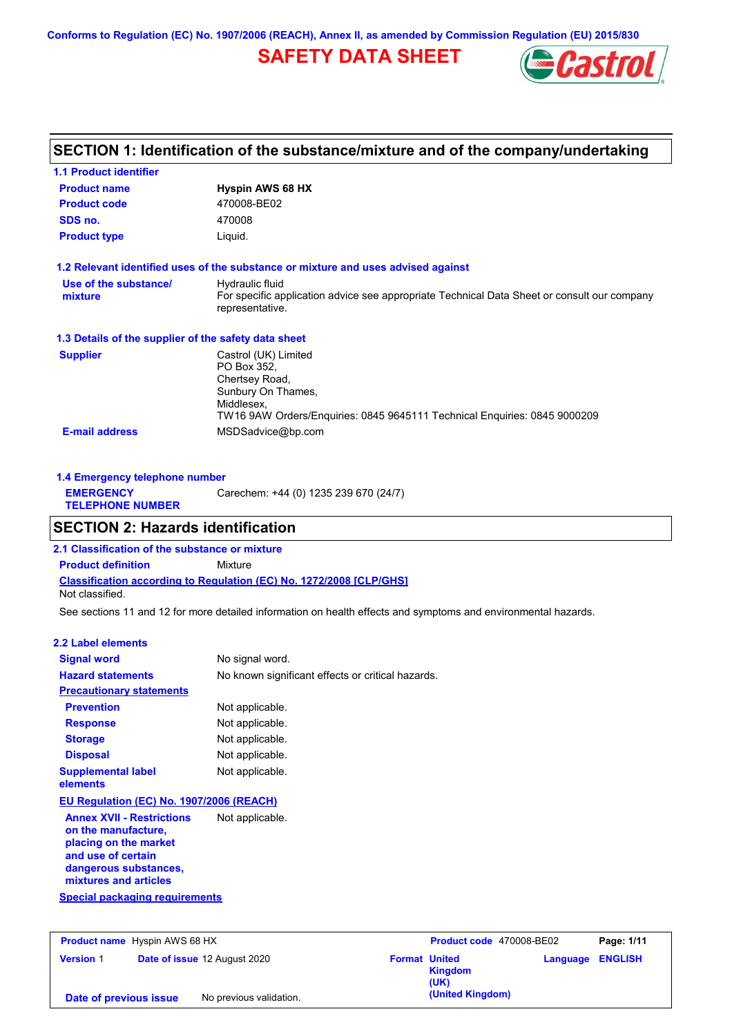Conforms to Regulation (EC) No. 1907/2006 (REACH), Annex II, as amended by Commission Regulation (EU) 2015/830

# SAFETY DATA SHEET

## SECTION 1: Identification of the substance/mixture and of the company/undertaking

### 1.1 Product identifier

| | |
|---|---|
| **Product name** | **Hyspin AWS 68 HX** |
| **Product code** | 470008-BE02 |
| **SDS no.** | 470008 |
| **Product type** | Liquid. |

### 1.2 Relevant identified uses of the substance or mixture and uses advised against

| | |
|---|---|
| **Use of the substance/ mixture** | Hydraulic fluid<br>For specific application advice see appropriate Technical Data Sheet or consult our company representative. |

### 1.3 Details of the supplier of the safety data sheet

| | |
|---|---|
| **Supplier** | Castrol (UK) Limited<br>PO Box 352,<br>Chertsey Road,<br>Sunbury On Thames,<br>Middlesex,<br>TW16 9AW Orders/Enquiries: 0845 9645111 Technical Enquiries: 0845 9000209 |
| **E-mail address** | MSDSadvice@bp.com |

### 1.4 Emergency telephone number

| | |
|---|---|
| **EMERGENCY TELEPHONE NUMBER** | Carechem: +44 (0) 1235 239 670 (24/7) |

## SECTION 2: Hazards identification

### 2.1 Classification of the substance or mixture

**Product definition** Mixture

**Classification according to Regulation (EC) No. 1272/2008 [CLP/GHS]**

Not classified.

See sections 11 and 12 for more detailed information on health effects and symptoms and environmental hazards.

### 2.2 Label elements

| | |
|---|---|
| **Signal word** | No signal word. |
| **Hazard statements** | No known significant effects or critical hazards. |

**Precautionary statements**

| | |
|---|---|
| **Prevention** | Not applicable. |
| **Response** | Not applicable. |
| **Storage** | Not applicable. |
| **Disposal** | Not applicable. |
| **Supplemental label elements** | Not applicable. |

**EU Regulation (EC) No. 1907/2006 (REACH)**

| | |
|---|---|
| **Annex XVII - Restrictions on the manufacture, placing on the market and use of certain dangerous substances, mixtures and articles** | Not applicable. |

**Special packaging requirements**

| | | | |
|---|---|---|---|
| **Product name** Hyspin AWS 68 HX | | **Product code** 470008-BE02 | |
| **Version** 1 | **Date of issue** 12 August 2020 | **Format** United Kingdom (UK) (United Kingdom) | **Language** ENGLISH |
| **Date of previous issue** | No previous validation. | | |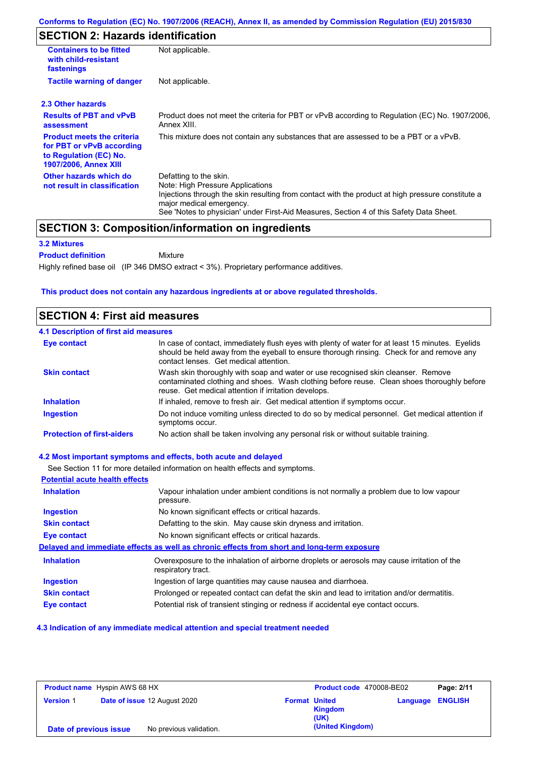## SECTION 2: Hazards identification

| | |
|---|---|
| **Containers to be fitted with child-resistant fastenings** | Not applicable. |
| **Tactile warning of danger** | Not applicable. |

### 2.3 Other hazards

| | |
|---|---|
| **Results of PBT and vPvB assessment** | Product does not meet the criteria for PBT or vPvB according to Regulation (EC) No. 1907/2006, Annex XIII. |
| **Product meets the criteria for PBT or vPvB according to Regulation (EC) No. 1907/2006, Annex XIII** | This mixture does not contain any substances that are assessed to be a PBT or a vPvB. |
| **Other hazards which do not result in classification** | Defatting to the skin.<br>Note: High Pressure Applications<br>Injections through the skin resulting from contact with the product at high pressure constitute a major medical emergency.<br>See 'Notes to physician' under First-Aid Measures, Section 4 of this Safety Data Sheet. |

## SECTION 3: Composition/information on ingredients

### 3.2 Mixtures

**Product definition** Mixture

Highly refined base oil (IP 346 DMSO extract < 3%). Proprietary performance additives.

**This product does not contain any hazardous ingredients at or above regulated thresholds.**

## SECTION 4: First aid measures

### 4.1 Description of first aid measures

| | |
|---|---|
| **Eye contact** | In case of contact, immediately flush eyes with plenty of water for at least 15 minutes. Eyelids should be held away from the eyeball to ensure thorough rinsing. Check for and remove any contact lenses. Get medical attention. |
| **Skin contact** | Wash skin thoroughly with soap and water or use recognised skin cleanser. Remove contaminated clothing and shoes. Wash clothing before reuse. Clean shoes thoroughly before reuse. Get medical attention if irritation develops. |
| **Inhalation** | If inhaled, remove to fresh air. Get medical attention if symptoms occur. |
| **Ingestion** | Do not induce vomiting unless directed to do so by medical personnel. Get medical attention if symptoms occur. |
| **Protection of first-aiders** | No action shall be taken involving any personal risk or without suitable training. |

### 4.2 Most important symptoms and effects, both acute and delayed

See Section 11 for more detailed information on health effects and symptoms.

**Potential acute health effects**

| | |
|---|---|
| **Inhalation** | Vapour inhalation under ambient conditions is not normally a problem due to low vapour pressure. |
| **Ingestion** | No known significant effects or critical hazards. |
| **Skin contact** | Defatting to the skin. May cause skin dryness and irritation. |
| **Eye contact** | No known significant effects or critical hazards. |

**Delayed and immediate effects as well as chronic effects from short and long-term exposure**

| | |
|---|---|
| **Inhalation** | Overexposure to the inhalation of airborne droplets or aerosols may cause irritation of the respiratory tract. |
| **Ingestion** | Ingestion of large quantities may cause nausea and diarrhoea. |
| **Skin contact** | Prolonged or repeated contact can defat the skin and lead to irritation and/or dermatitis. |
| **Eye contact** | Potential risk of transient stinging or redness if accidental eye contact occurs. |

### 4.3 Indication of any immediate medical attention and special treatment needed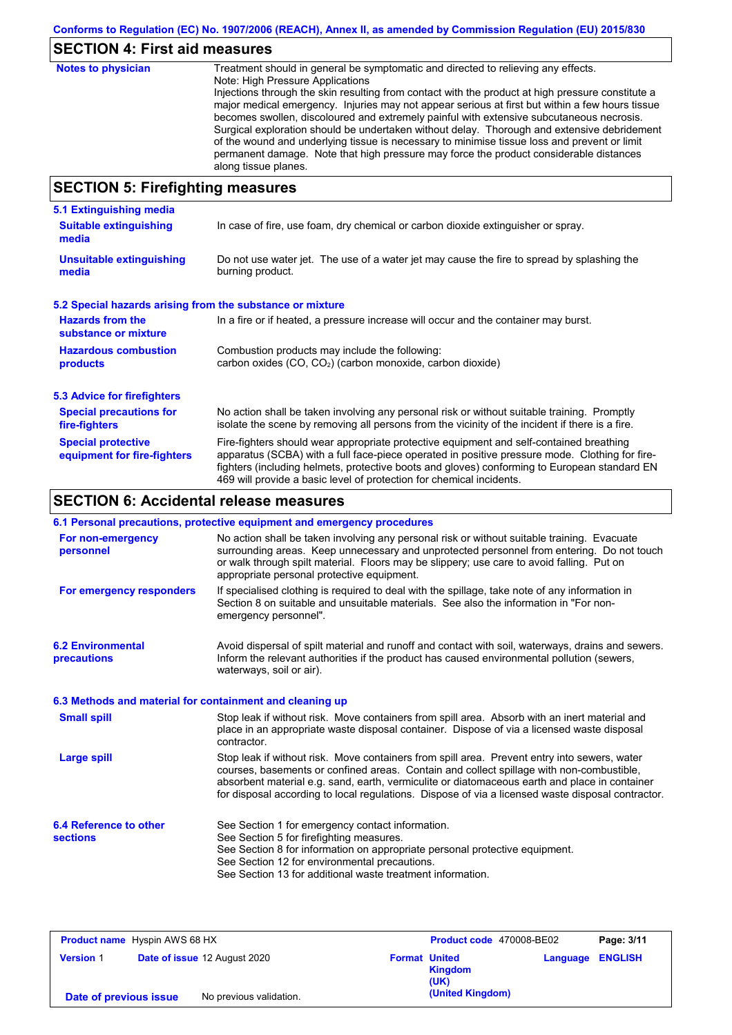## SECTION 4: First aid measures

| | |
|---|---|
| **Notes to physician** | Treatment should in general be symptomatic and directed to relieving any effects. Note: High Pressure Applications Injections through the skin resulting from contact with the product at high pressure constitute a major medical emergency. Injuries may not appear serious at first but within a few hours tissue becomes swollen, discoloured and extremely painful with extensive subcutaneous necrosis. Surgical exploration should be undertaken without delay. Thorough and extensive debridement of the wound and underlying tissue is necessary to minimise tissue loss and prevent or limit permanent damage. Note that high pressure may force the product considerable distances along tissue planes. |

## SECTION 5: Firefighting measures

### 5.1 Extinguishing media

| | |
|---|---|
| **Suitable extinguishing media** | In case of fire, use foam, dry chemical or carbon dioxide extinguisher or spray. |
| **Unsuitable extinguishing media** | Do not use water jet. The use of a water jet may cause the fire to spread by splashing the burning product. |

### 5.2 Special hazards arising from the substance or mixture

| | |
|---|---|
| **Hazards from the substance or mixture** | In a fire or if heated, a pressure increase will occur and the container may burst. |
| **Hazardous combustion products** | Combustion products may include the following: carbon oxides (CO, $CO_2$) (carbon monoxide, carbon dioxide) |

### 5.3 Advice for firefighters

| | |
|---|---|
| **Special precautions for fire-fighters** | No action shall be taken involving any personal risk or without suitable training. Promptly isolate the scene by removing all persons from the vicinity of the incident if there is a fire. |
| **Special protective equipment for fire-fighters** | Fire-fighters should wear appropriate protective equipment and self-contained breathing apparatus (SCBA) with a full face-piece operated in positive pressure mode. Clothing for fire-fighters (including helmets, protective boots and gloves) conforming to European standard EN 469 will provide a basic level of protection for chemical incidents. |

## SECTION 6: Accidental release measures

### 6.1 Personal precautions, protective equipment and emergency procedures

| | |
|---|---|
| **For non-emergency personnel** | No action shall be taken involving any personal risk or without suitable training. Evacuate surrounding areas. Keep unnecessary and unprotected personnel from entering. Do not touch or walk through spilt material. Floors may be slippery; use care to avoid falling. Put on appropriate personal protective equipment. |
| **For emergency responders** | If specialised clothing is required to deal with the spillage, take note of any information in Section 8 on suitable and unsuitable materials. See also the information in "For non-emergency personnel". |

| | |
|---|---|
| **6.2 Environmental precautions** | Avoid dispersal of spilt material and runoff and contact with soil, waterways, drains and sewers. Inform the relevant authorities if the product has caused environmental pollution (sewers, waterways, soil or air). |

### 6.3 Methods and material for containment and cleaning up

| | |
|---|---|
| **Small spill** | Stop leak if without risk. Move containers from spill area. Absorb with an inert material and place in an appropriate waste disposal container. Dispose of via a licensed waste disposal contractor. |
| **Large spill** | Stop leak if without risk. Move containers from spill area. Prevent entry into sewers, water courses, basements or confined areas. Contain and collect spillage with non-combustible, absorbent material e.g. sand, earth, vermiculite or diatomaceous earth and place in container for disposal according to local regulations. Dispose of via a licensed waste disposal contractor. |

| | |
|---|---|
| **6.4 Reference to other sections** | See Section 1 for emergency contact information.<br>See Section 5 for firefighting measures.<br>See Section 8 for information on appropriate personal protective equipment.<br>See Section 12 for environmental precautions.<br>See Section 13 for additional waste treatment information. |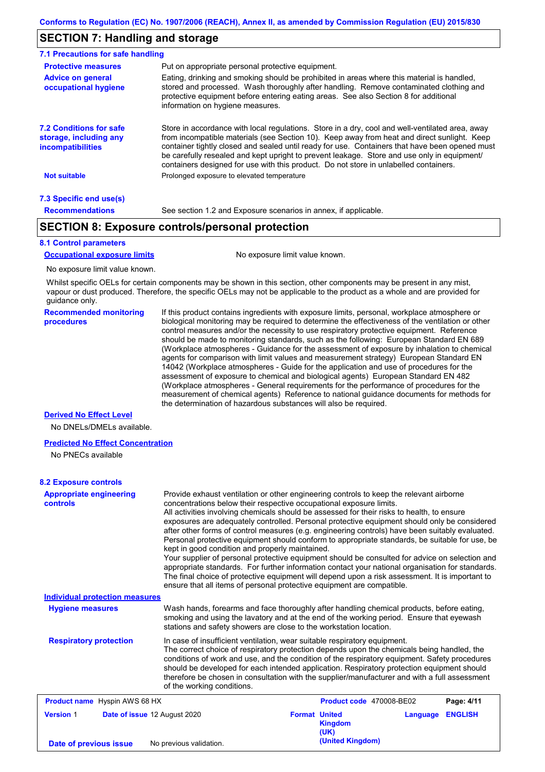## SECTION 7: Handling and storage

### 7.1 Precautions for safe handling

**Protective measures**
Put on appropriate personal protective equipment.

**Advice on general occupational hygiene**
Eating, drinking and smoking should be prohibited in areas where this material is handled, stored and processed. Wash thoroughly after handling. Remove contaminated clothing and protective equipment before entering eating areas. See also Section 8 for additional information on hygiene measures.

### 7.2 Conditions for safe storage, including any incompatibilities

Store in accordance with local regulations. Store in a dry, cool and well-ventilated area, away from incompatible materials (see Section 10). Keep away from heat and direct sunlight. Keep container tightly closed and sealed until ready for use. Containers that have been opened must be carefully resealed and kept upright to prevent leakage. Store and use only in equipment/ containers designed for use with this product. Do not store in unlabelled containers.

**Not suitable**
Prolonged exposure to elevated temperature

### 7.3 Specific end use(s)

**Recommendations**
See section 1.2 and Exposure scenarios in annex, if applicable.

## SECTION 8: Exposure controls/personal protection

### 8.1 Control parameters

**Occupational exposure limits**
No exposure limit value known.

No exposure limit value known.

Whilst specific OELs for certain components may be shown in this section, other components may be present in any mist, vapour or dust produced. Therefore, the specific OELs may not be applicable to the product as a whole and are provided for guidance only.

**Recommended monitoring procedures**
If this product contains ingredients with exposure limits, personal, workplace atmosphere or biological monitoring may be required to determine the effectiveness of the ventilation or other control measures and/or the necessity to use respiratory protective equipment. Reference should be made to monitoring standards, such as the following: European Standard EN 689 (Workplace atmospheres - Guidance for the assessment of exposure by inhalation to chemical agents for comparison with limit values and measurement strategy) European Standard EN 14042 (Workplace atmospheres - Guide for the application and use of procedures for the assessment of exposure to chemical and biological agents) European Standard EN 482 (Workplace atmospheres - General requirements for the performance of procedures for the measurement of chemical agents) Reference to national guidance documents for methods for the determination of hazardous substances will also be required.

**Derived No Effect Level**

No DNELs/DMELs available.

**Predicted No Effect Concentration**

No PNECs available

### 8.2 Exposure controls

**Appropriate engineering controls**
Provide exhaust ventilation or other engineering controls to keep the relevant airborne concentrations below their respective occupational exposure limits.
All activities involving chemicals should be assessed for their risks to health, to ensure exposures are adequately controlled. Personal protective equipment should only be considered after other forms of control measures (e.g. engineering controls) have been suitably evaluated. Personal protective equipment should conform to appropriate standards, be suitable for use, be kept in good condition and properly maintained.
Your supplier of personal protective equipment should be consulted for advice on selection and appropriate standards. For further information contact your national organisation for standards. The final choice of protective equipment will depend upon a risk assessment. It is important to ensure that all items of personal protective equipment are compatible.

**Individual protection measures**

**Hygiene measures**
Wash hands, forearms and face thoroughly after handling chemical products, before eating, smoking and using the lavatory and at the end of the working period. Ensure that eyewash stations and safety showers are close to the workstation location.

**Respiratory protection**
In case of insufficient ventilation, wear suitable respiratory equipment.
The correct choice of respiratory protection depends upon the chemicals being handled, the conditions of work and use, and the condition of the respiratory equipment. Safety procedures should be developed for each intended application. Respiratory protection equipment should therefore be chosen in consultation with the supplier/manufacturer and with a full assessment of the working conditions.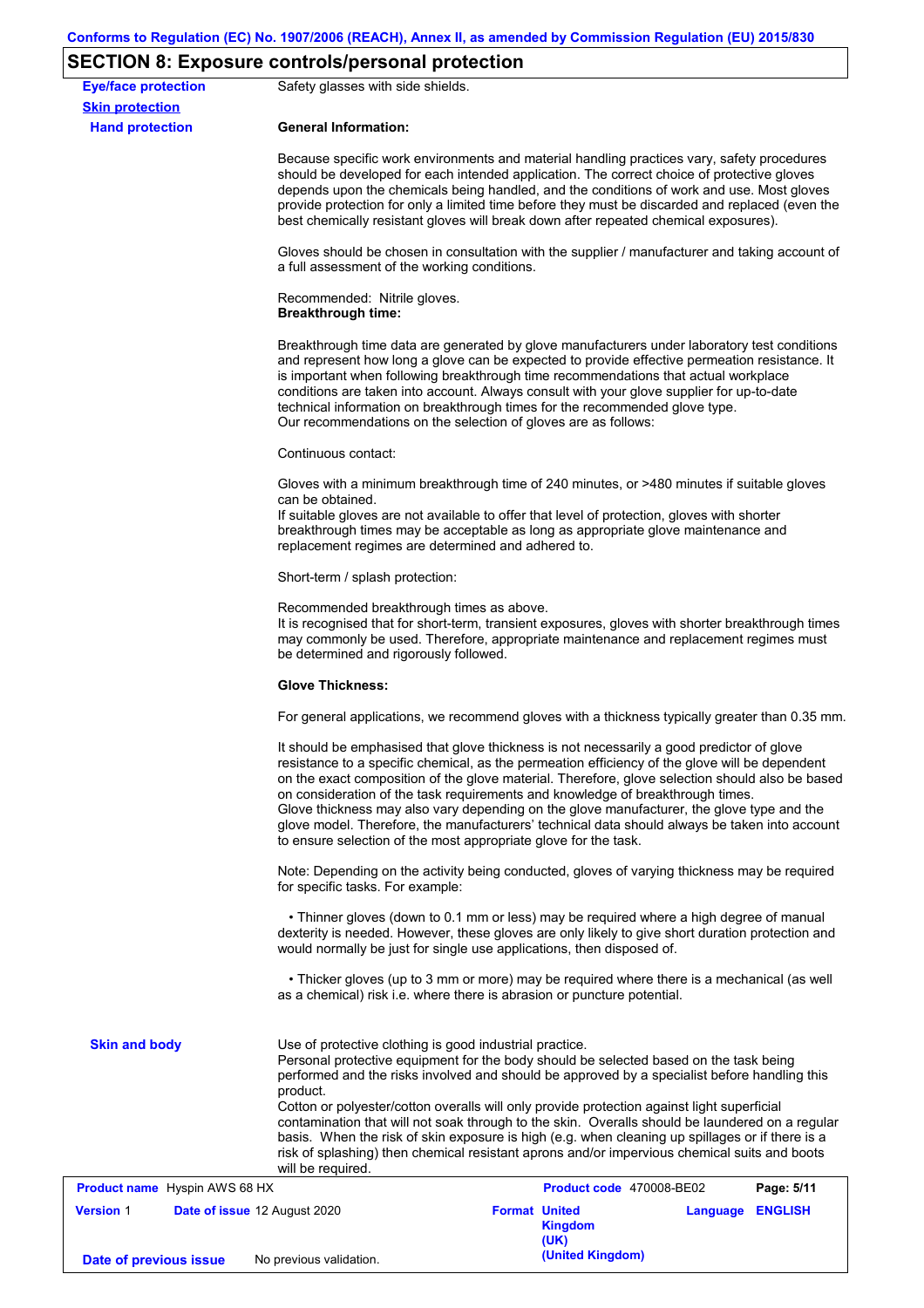## SECTION 8: Exposure controls/personal protection

**Eye/face protection**

Safety glasses with side shields.

**Skin protection**

**Hand protection**

**General Information:**

Because specific work environments and material handling practices vary, safety procedures should be developed for each intended application. The correct choice of protective gloves depends upon the chemicals being handled, and the conditions of work and use. Most gloves provide protection for only a limited time before they must be discarded and replaced (even the best chemically resistant gloves will break down after repeated chemical exposures).

Gloves should be chosen in consultation with the supplier / manufacturer and taking account of a full assessment of the working conditions.

Recommended: Nitrile gloves.
**Breakthrough time:**

Breakthrough time data are generated by glove manufacturers under laboratory test conditions and represent how long a glove can be expected to provide effective permeation resistance. It is important when following breakthrough time recommendations that actual workplace conditions are taken into account. Always consult with your glove supplier for up-to-date technical information on breakthrough times for the recommended glove type.
Our recommendations on the selection of gloves are as follows:

Continuous contact:

Gloves with a minimum breakthrough time of 240 minutes, or >480 minutes if suitable gloves can be obtained.
If suitable gloves are not available to offer that level of protection, gloves with shorter breakthrough times may be acceptable as long as appropriate glove maintenance and replacement regimes are determined and adhered to.

Short-term / splash protection:

Recommended breakthrough times as above.
It is recognised that for short-term, transient exposures, gloves with shorter breakthrough times may commonly be used. Therefore, appropriate maintenance and replacement regimes must be determined and rigorously followed.

**Glove Thickness:**

For general applications, we recommend gloves with a thickness typically greater than 0.35 mm.

It should be emphasised that glove thickness is not necessarily a good predictor of glove resistance to a specific chemical, as the permeation efficiency of the glove will be dependent on the exact composition of the glove material. Therefore, glove selection should also be based on consideration of the task requirements and knowledge of breakthrough times.
Glove thickness may also vary depending on the glove manufacturer, the glove type and the glove model. Therefore, the manufacturers' technical data should always be taken into account to ensure selection of the most appropriate glove for the task.

Note: Depending on the activity being conducted, gloves of varying thickness may be required for specific tasks. For example:

- Thinner gloves (down to 0.1 mm or less) may be required where a high degree of manual dexterity is needed. However, these gloves are only likely to give short duration protection and would normally be just for single use applications, then disposed of.

- Thicker gloves (up to 3 mm or more) may be required where there is a mechanical (as well as a chemical) risk i.e. where there is abrasion or puncture potential.

**Skin and body**

Use of protective clothing is good industrial practice.
Personal protective equipment for the body should be selected based on the task being performed and the risks involved and should be approved by a specialist before handling this product.
Cotton or polyester/cotton overalls will only provide protection against light superficial contamination that will not soak through to the skin. Overalls should be laundered on a regular basis. When the risk of skin exposure is high (e.g. when cleaning up spillages or if there is a risk of splashing) then chemical resistant aprons and/or impervious chemical suits and boots will be required.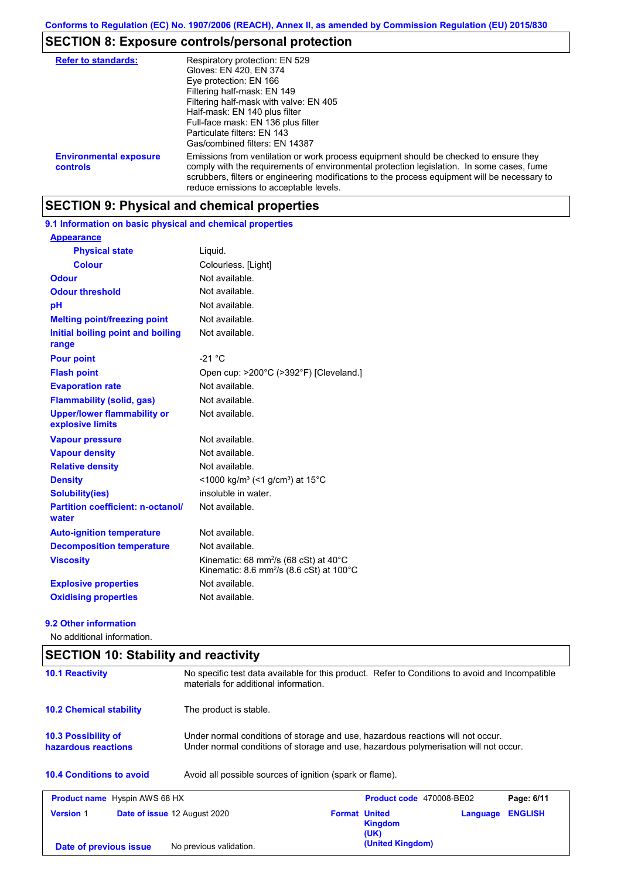## SECTION 8: Exposure controls/personal protection

| | |
|---|---|
| **Refer to standards:** | Respiratory protection: EN 529<br>Gloves: EN 420, EN 374<br>Eye protection: EN 166<br>Filtering half-mask: EN 149<br>Filtering half-mask with valve: EN 405<br>Half-mask: EN 140 plus filter<br>Full-face mask: EN 136 plus filter<br>Particulate filters: EN 143<br>Gas/combined filters: EN 14387 |
| **Environmental exposure controls** | Emissions from ventilation or work process equipment should be checked to ensure they comply with the requirements of environmental protection legislation. In some cases, fume scrubbers, filters or engineering modifications to the process equipment will be necessary to reduce emissions to acceptable levels. |

## SECTION 9: Physical and chemical properties

### 9.1 Information on basic physical and chemical properties

| | |
|---|---|
| **Appearance** | |
| **Physical state** | Liquid. |
| **Colour** | Colourless. [Light] |
| **Odour** | Not available. |
| **Odour threshold** | Not available. |
| **pH** | Not available. |
| **Melting point/freezing point** | Not available. |
| **Initial boiling point and boiling range** | Not available. |
| **Pour point** | -21 °C |
| **Flash point** | Open cup: >200°C (>392°F) [Cleveland.] |
| **Evaporation rate** | Not available. |
| **Flammability (solid, gas)** | Not available. |
| **Upper/lower flammability or explosive limits** | Not available. |
| **Vapour pressure** | Not available. |
| **Vapour density** | Not available. |
| **Relative density** | Not available. |
| **Density** | <1000 kg/m³ (<1 g/cm³) at 15°C |
| **Solubility(ies)** | insoluble in water. |
| **Partition coefficient: n-octanol/water** | Not available. |
| **Auto-ignition temperature** | Not available. |
| **Decomposition temperature** | Not available. |
| **Viscosity** | Kinematic: 68 $mm^2/s$ (68 cSt) at 40°C<br>Kinematic: 8.6 $mm^2/s$ (8.6 cSt) at 100°C |
| **Explosive properties** | Not available. |
| **Oxidising properties** | Not available. |

### 9.2 Other information

No additional information.

## SECTION 10: Stability and reactivity

| | |
|---|---|
| **10.1 Reactivity** | No specific test data available for this product. Refer to Conditions to avoid and Incompatible materials for additional information. |
| **10.2 Chemical stability** | The product is stable. |
| **10.3 Possibility of hazardous reactions** | Under normal conditions of storage and use, hazardous reactions will not occur.<br>Under normal conditions of storage and use, hazardous polymerisation will not occur. |
| **10.4 Conditions to avoid** | Avoid all possible sources of ignition (spark or flame). |

| | | | |
|---|---|---|---|
| **Product name** Hyspin AWS 68 HX | | **Product code** 470008-BE02 | |
| **Version** 1 | **Date of issue** 12 August 2020 | **Format** United Kingdom (UK) (United Kingdom) | **Language** ENGLISH |
| **Date of previous issue** | No previous validation. | | |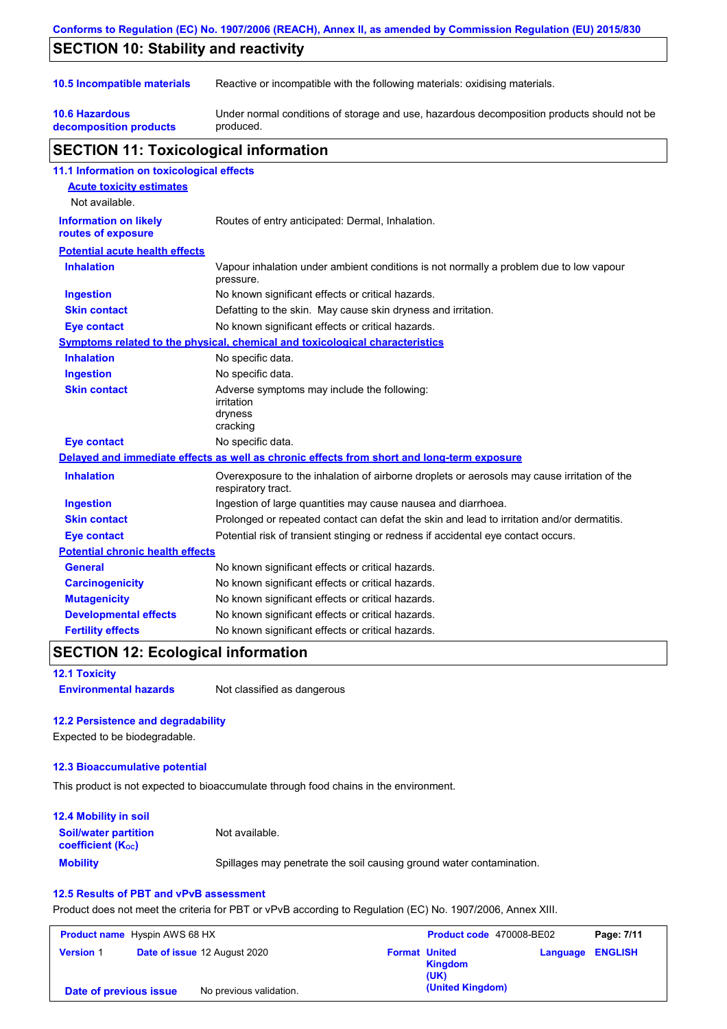## SECTION 10: Stability and reactivity

| | |
|---|---|
| **10.5 Incompatible materials** | Reactive or incompatible with the following materials: oxidising materials. |
| **10.6 Hazardous decomposition products** | Under normal conditions of storage and use, hazardous decomposition products should not be produced. |

## SECTION 11: Toxicological information

### 11.1 Information on toxicological effects

**Acute toxicity estimates**

Not available.

| | |
|---|---|
| **Information on likely routes of exposure** | Routes of entry anticipated: Dermal, Inhalation. |

**Potential acute health effects**

| | |
|---|---|
| **Inhalation** | Vapour inhalation under ambient conditions is not normally a problem due to low vapour pressure. |
| **Ingestion** | No known significant effects or critical hazards. |
| **Skin contact** | Defatting to the skin. May cause skin dryness and irritation. |
| **Eye contact** | No known significant effects or critical hazards. |

**Symptoms related to the physical, chemical and toxicological characteristics**

| | |
|---|---|
| **Inhalation** | No specific data. |
| **Ingestion** | No specific data. |
| **Skin contact** | Adverse symptoms may include the following:<br>irritation<br>dryness<br>cracking |
| **Eye contact** | No specific data. |

**Delayed and immediate effects as well as chronic effects from short and long-term exposure**

| | |
|---|---|
| **Inhalation** | Overexposure to the inhalation of airborne droplets or aerosols may cause irritation of the respiratory tract. |
| **Ingestion** | Ingestion of large quantities may cause nausea and diarrhoea. |
| **Skin contact** | Prolonged or repeated contact can defat the skin and lead to irritation and/or dermatitis. |
| **Eye contact** | Potential risk of transient stinging or redness if accidental eye contact occurs. |

**Potential chronic health effects**

| | |
|---|---|
| **General** | No known significant effects or critical hazards. |
| **Carcinogenicity** | No known significant effects or critical hazards. |
| **Mutagenicity** | No known significant effects or critical hazards. |
| **Developmental effects** | No known significant effects or critical hazards. |
| **Fertility effects** | No known significant effects or critical hazards. |

## SECTION 12: Ecological information

### 12.1 Toxicity

| | |
|---|---|
| **Environmental hazards** | Not classified as dangerous |

### 12.2 Persistence and degradability

Expected to be biodegradable.

### 12.3 Bioaccumulative potential

This product is not expected to bioaccumulate through food chains in the environment.

### 12.4 Mobility in soil

| | |
|---|---|
| **Soil/water partition coefficient ($K_{OC}$)** | Not available. |
| **Mobility** | Spillages may penetrate the soil causing ground water contamination. |

### 12.5 Results of PBT and vPvB assessment

Product does not meet the criteria for PBT or vPvB according to Regulation (EC) No. 1907/2006, Annex XIII.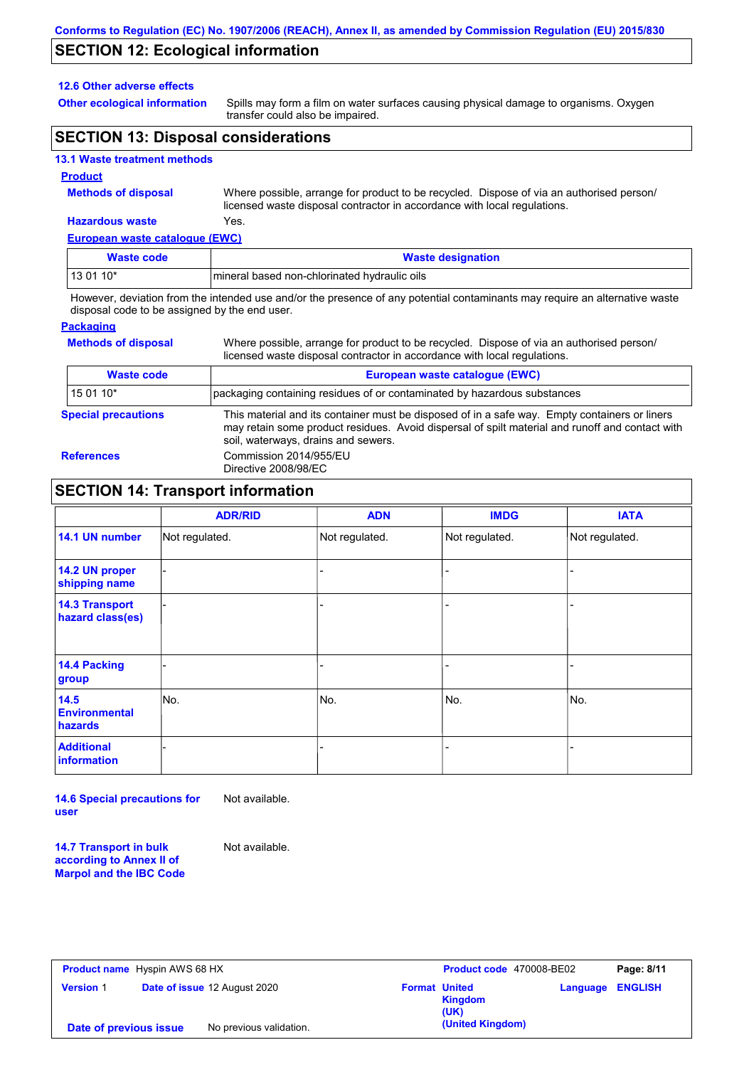## SECTION 12: Ecological information

### 12.6 Other adverse effects

**Other ecological information**: Spills may form a film on water surfaces causing physical damage to organisms. Oxygen transfer could also be impaired.

## SECTION 13: Disposal considerations

### 13.1 Waste treatment methods

**Product**

**Methods of disposal**: Where possible, arrange for product to be recycled. Dispose of via an authorised person/ licensed waste disposal contractor in accordance with local regulations.

**Hazardous waste**: Yes.

**European waste catalogue (EWC)**

| Waste code | Waste designation |
|---|---|
| 13 01 10* | mineral based non-chlorinated hydraulic oils |

However, deviation from the intended use and/or the presence of any potential contaminants may require an alternative waste disposal code to be assigned by the end user.

**Packaging**

**Methods of disposal**: Where possible, arrange for product to be recycled. Dispose of via an authorised person/ licensed waste disposal contractor in accordance with local regulations.

| Waste code | European waste catalogue (EWC) |
|---|---|
| 15 01 10* | packaging containing residues of or contaminated by hazardous substances |

**Special precautions**: This material and its container must be disposed of in a safe way. Empty containers or liners may retain some product residues. Avoid dispersal of spilt material and runoff and contact with soil, waterways, drains and sewers.

**References**: Commission 2014/955/EU
Directive 2008/98/EC

## SECTION 14: Transport information

| | ADR/RID | ADN | IMDG | IATA |
|---|---|---|---|---|
| 14.1 UN number | Not regulated. | Not regulated. | Not regulated. | Not regulated. |
| 14.2 UN proper shipping name | - | - | - | - |
| 14.3 Transport hazard class(es) | - | - | - | - |
| 14.4 Packing group | - | - | - | - |
| 14.5 Environmental hazards | No. | No. | No. | No. |
| Additional information | - | - | - | - |

**14.6 Special precautions for user**: Not available.

**14.7 Transport in bulk according to Annex II of Marpol and the IBC Code**: Not available.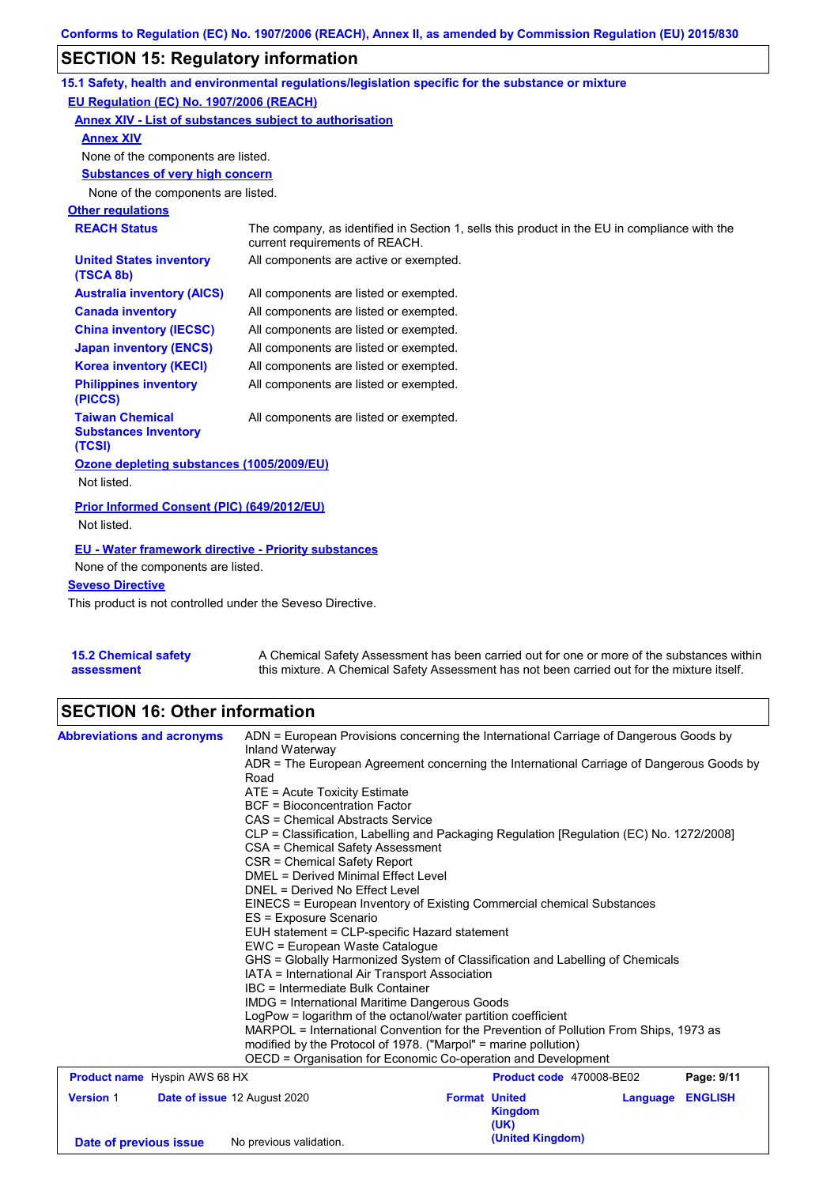## SECTION 15: Regulatory information

### 15.1 Safety, health and environmental regulations/legislation specific for the substance or mixture

**EU Regulation (EC) No. 1907/2006 (REACH)**

**Annex XIV - List of substances subject to authorisation**

**Annex XIV**

None of the components are listed.

**Substances of very high concern**

None of the components are listed.

**Other regulations**

| | |
|---|---|
| **REACH Status** | The company, as identified in Section 1, sells this product in the EU in compliance with the current requirements of REACH. |
| **United States inventory (TSCA 8b)** | All components are active or exempted. |
| **Australia inventory (AICS)** | All components are listed or exempted. |
| **Canada inventory** | All components are listed or exempted. |
| **China inventory (IECSC)** | All components are listed or exempted. |
| **Japan inventory (ENCS)** | All components are listed or exempted. |
| **Korea inventory (KECI)** | All components are listed or exempted. |
| **Philippines inventory (PICCS)** | All components are listed or exempted. |
| **Taiwan Chemical Substances Inventory (TCSI)** | All components are listed or exempted. |

**Ozone depleting substances (1005/2009/EU)**

Not listed.

**Prior Informed Consent (PIC) (649/2012/EU)**

Not listed.

**EU - Water framework directive - Priority substances**

None of the components are listed.

**Seveso Directive**

This product is not controlled under the Seveso Directive.

**15.2 Chemical safety assessment**

A Chemical Safety Assessment has been carried out for one or more of the substances within this mixture. A Chemical Safety Assessment has not been carried out for the mixture itself.

## SECTION 16: Other information

**Abbreviations and acronyms**

ADN = European Provisions concerning the International Carriage of Dangerous Goods by Inland Waterway
ADR = The European Agreement concerning the International Carriage of Dangerous Goods by Road
ATE = Acute Toxicity Estimate
BCF = Bioconcentration Factor
CAS = Chemical Abstracts Service
CLP = Classification, Labelling and Packaging Regulation [Regulation (EC) No. 1272/2008]
CSA = Chemical Safety Assessment
CSR = Chemical Safety Report
DMEL = Derived Minimal Effect Level
DNEL = Derived No Effect Level
EINECS = European Inventory of Existing Commercial chemical Substances
ES = Exposure Scenario
EUH statement = CLP-specific Hazard statement
EWC = European Waste Catalogue
GHS = Globally Harmonized System of Classification and Labelling of Chemicals
IATA = International Air Transport Association
IBC = Intermediate Bulk Container
IMDG = International Maritime Dangerous Goods
LogPow = logarithm of the octanol/water partition coefficient
MARPOL = International Convention for the Prevention of Pollution From Ships, 1973 as modified by the Protocol of 1978. ("Marpol" = marine pollution)
OECD = Organisation for Economic Co-operation and Development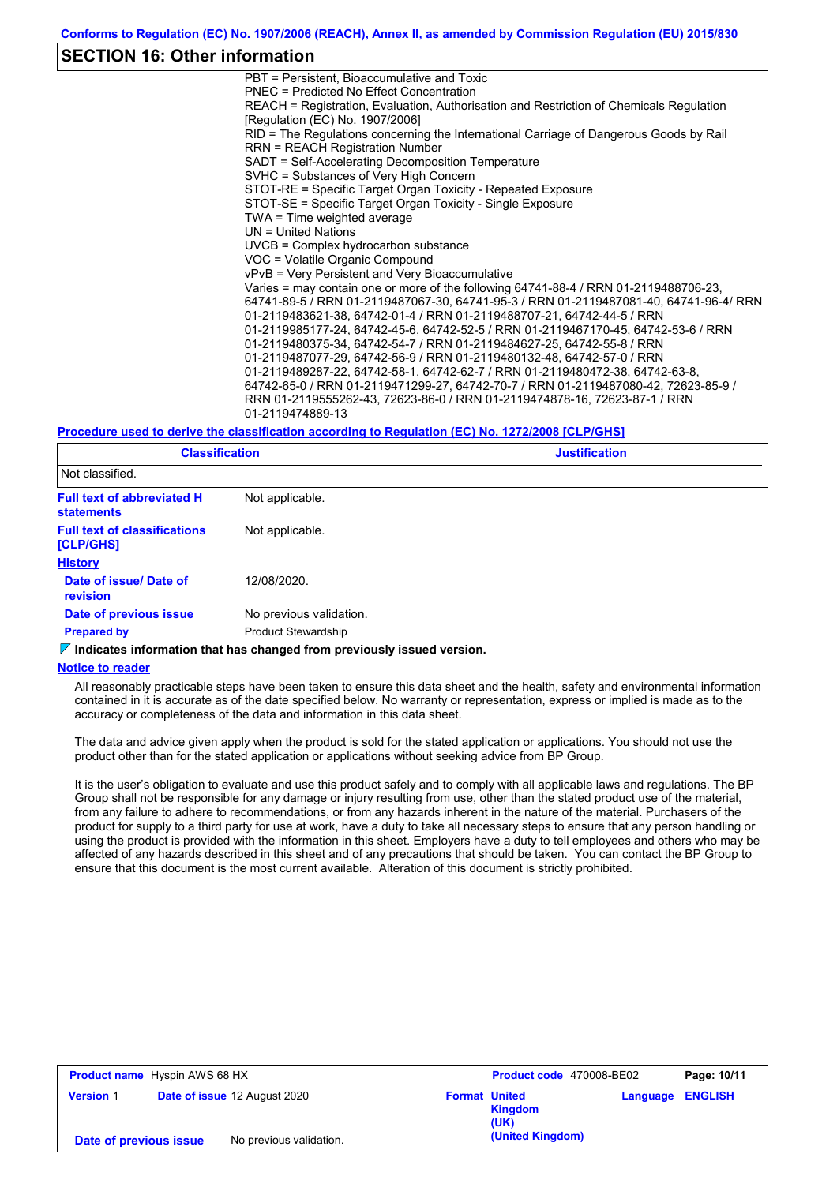## SECTION 16: Other information

PBT = Persistent, Bioaccumulative and Toxic
PNEC = Predicted No Effect Concentration
REACH = Registration, Evaluation, Authorisation and Restriction of Chemicals Regulation [Regulation (EC) No. 1907/2006]
RID = The Regulations concerning the International Carriage of Dangerous Goods by Rail
RRN = REACH Registration Number
SADT = Self-Accelerating Decomposition Temperature
SVHC = Substances of Very High Concern
STOT-RE = Specific Target Organ Toxicity - Repeated Exposure
STOT-SE = Specific Target Organ Toxicity - Single Exposure
TWA = Time weighted average
UN = United Nations
UVCB = Complex hydrocarbon substance
VOC = Volatile Organic Compound
vPvB = Very Persistent and Very Bioaccumulative
Varies = may contain one or more of the following 64741-88-4 / RRN 01-2119488706-23, 64741-89-5 / RRN 01-2119487067-30, 64741-95-3 / RRN 01-2119487081-40, 64741-96-4/ RRN 01-2119483621-38, 64742-01-4 / RRN 01-2119488707-21, 64742-44-5 / RRN 01-2119985177-24, 64742-45-6, 64742-52-5 / RRN 01-2119467170-45, 64742-53-6 / RRN 01-2119480375-34, 64742-54-7 / RRN 01-2119484627-25, 64742-55-8 / RRN 01-2119487077-29, 64742-56-9 / RRN 01-2119480132-48, 64742-57-0 / RRN 01-2119489287-22, 64742-58-1, 64742-62-7 / RRN 01-2119480472-38, 64742-63-8, 64742-65-0 / RRN 01-2119471299-27, 64742-70-7 / RRN 01-2119487080-42, 72623-85-9 / RRN 01-2119555262-43, 72623-86-0 / RRN 01-2119474878-16, 72623-87-1 / RRN 01-2119474889-13

**Procedure used to derive the classification according to Regulation (EC) No. 1272/2008 [CLP/GHS]**

| Classification | Justification |
|---|---|
| Not classified. | |

**Full text of abbreviated H statements**: Not applicable.

**Full text of classifications [CLP/GHS]**: Not applicable.

**History**

**Date of issue/ Date of revision**: 12/08/2020.

**Date of previous issue**: No previous validation.

**Prepared by**: Product Stewardship

**Indicates information that has changed from previously issued version.**

**Notice to reader**

All reasonably practicable steps have been taken to ensure this data sheet and the health, safety and environmental information contained in it is accurate as of the date specified below. No warranty or representation, express or implied is made as to the accuracy or completeness of the data and information in this data sheet.

The data and advice given apply when the product is sold for the stated application or applications. You should not use the product other than for the stated application or applications without seeking advice from BP Group.

It is the user's obligation to evaluate and use this product safely and to comply with all applicable laws and regulations. The BP Group shall not be responsible for any damage or injury resulting from use, other than the stated product use of the material, from any failure to adhere to recommendations, or from any hazards inherent in the nature of the material. Purchasers of the product for supply to a third party for use at work, have a duty to take all necessary steps to ensure that any person handling or using the product is provided with the information in this sheet. Employers have a duty to tell employees and others who may be affected of any hazards described in this sheet and of any precautions that should be taken. You can contact the BP Group to ensure that this document is the most current available. Alteration of this document is strictly prohibited.